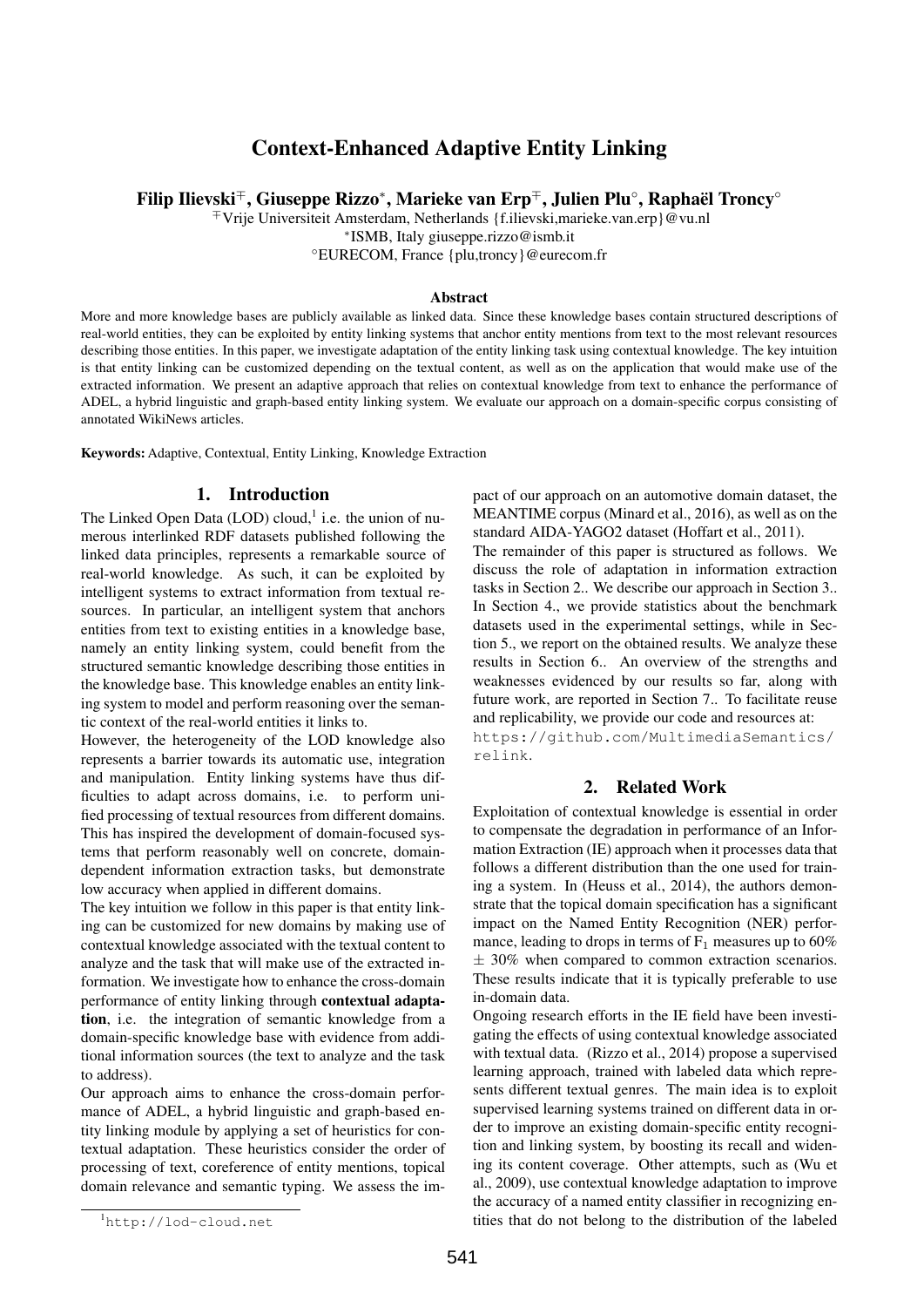# Context-Enhanced Adaptive Entity Linking

**Filip Ilievski[∓], Giuseppe Rizzo[∗], Marieke van Erp[∓], Julien Plu[◦], Raphaël Troncy[◦]**

[∓]Vrije Universiteit Amsterdam, Netherlands {f.ilievski,marieke.van.erp}@vu.nl
[∗]ISMB, Italy giuseppe.rizzo@ismb.it
[◦]EURECOM, France {plu,troncy}@eurecom.fr

### Abstract

More and more knowledge bases are publicly available as linked data. Since these knowledge bases contain structured descriptions of real-world entities, they can be exploited by entity linking systems that anchor entity mentions from text to the most relevant resources describing those entities. In this paper, we investigate adaptation of the entity linking task using contextual knowledge. The key intuition is that entity linking can be customized depending on the textual content, as well as on the application that would make use of the extracted information. We present an adaptive approach that relies on contextual knowledge from text to enhance the performance of ADEL, a hybrid linguistic and graph-based entity linking system. We evaluate our approach on a domain-specific corpus consisting of annotated WikiNews articles.

**Keywords:** Adaptive, Contextual, Entity Linking, Knowledge Extraction

## 1. Introduction

The Linked Open Data (LOD) cloud,[1] i.e. the union of numerous interlinked RDF datasets published following the linked data principles, represents a remarkable source of real-world knowledge. As such, it can be exploited by intelligent systems to extract information from textual resources. In particular, an intelligent system that anchors entities from text to existing entities in a knowledge base, namely an entity linking system, could benefit from the structured semantic knowledge describing those entities in the knowledge base. This knowledge enables an entity linking system to model and perform reasoning over the semantic context of the real-world entities it links to.

However, the heterogeneity of the LOD knowledge also represents a barrier towards its automatic use, integration and manipulation. Entity linking systems have thus difficulties to adapt across domains, i.e. to perform unified processing of textual resources from different domains. This has inspired the development of domain-focused systems that perform reasonably well on concrete, domain-dependent information extraction tasks, but demonstrate low accuracy when applied in different domains.

The key intuition we follow in this paper is that entity linking can be customized for new domains by making use of contextual knowledge associated with the textual content to analyze and the task that will make use of the extracted information. We investigate how to enhance the cross-domain performance of entity linking through **contextual adaptation**, i.e. the integration of semantic knowledge from a domain-specific knowledge base with evidence from additional information sources (the text to analyze and the task to address).

Our approach aims to enhance the cross-domain performance of ADEL, a hybrid linguistic and graph-based entity linking module by applying a set of heuristics for contextual adaptation. These heuristics consider the order of processing of text, coreference of entity mentions, topical domain relevance and semantic typing. We assess the impact of our approach on an automotive domain dataset, the MEANTIME corpus (Minard et al., 2016), as well as on the standard AIDA-YAGO2 dataset (Hoffart et al., 2011).

The remainder of this paper is structured as follows. We discuss the role of adaptation in information extraction tasks in Section 2.. We describe our approach in Section 3.. In Section 4., we provide statistics about the benchmark datasets used in the experimental settings, while in Section 5., we report on the obtained results. We analyze these results in Section 6.. An overview of the strengths and weaknesses evidenced by our results so far, along with future work, are reported in Section 7.. To facilitate reuse and replicability, we provide our code and resources at: https://github.com/MultimediaSemantics/relink.

## 2. Related Work

Exploitation of contextual knowledge is essential in order to compensate the degradation in performance of an Information Extraction (IE) approach when it processes data that follows a different distribution than the one used for training a system. In (Heuss et al., 2014), the authors demonstrate that the topical domain specification has a significant impact on the Named Entity Recognition (NER) performance, leading to drops in terms of $F_1$ measures up to 60% $\pm$ 30% when compared to common extraction scenarios. These results indicate that it is typically preferable to use in-domain data.

Ongoing research efforts in the IE field have been investigating the effects of using contextual knowledge associated with textual data. (Rizzo et al., 2014) propose a supervised learning approach, trained with labeled data which represents different textual genres. The main idea is to exploit supervised learning systems trained on different data in order to improve an existing domain-specific entity recognition and linking system, by boosting its recall and widening its content coverage. Other attempts, such as (Wu et al., 2009), use contextual knowledge adaptation to improve the accuracy of a named entity classifier in recognizing entities that do not belong to the distribution of the labeled

[1] http://lod-cloud.net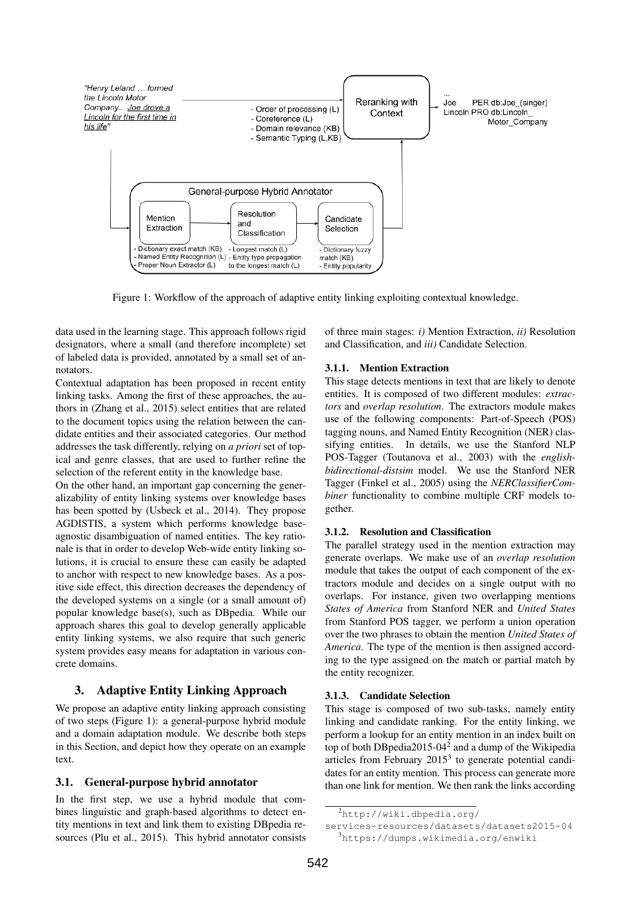Figure 1: Workflow of the approach of adaptive entity linking exploiting contextual knowledge.

data used in the learning stage. This approach follows rigid designators, where a small (and therefore incomplete) set of labeled data is provided, annotated by a small set of annotators.

Contextual adaptation has been proposed in recent entity linking tasks. Among the first of these approaches, the authors in (Zhang et al., 2015) select entities that are related to the document topics using the relation between the candidate entities and their associated categories. Our method addresses the task differently, relying on *a priori* set of topical and genre classes, that are used to further refine the selection of the referent entity in the knowledge base.

On the other hand, an important gap concerning the generalizability of entity linking systems over knowledge bases has been spotted by (Usbeck et al., 2014). They propose AGDISTIS, a system which performs knowledge base-agnostic disambiguation of named entities. The key rationale is that in order to develop Web-wide entity linking solutions, it is crucial to ensure these can easily be adapted to anchor with respect to new knowledge bases. As a positive side effect, this direction decreases the dependency of the developed systems on a single (or a small amount of) popular knowledge base(s), such as DBpedia. While our approach shares this goal to develop generally applicable entity linking systems, we also require that such generic system provides easy means for adaptation in various concrete domains.

## 3. Adaptive Entity Linking Approach

We propose an adaptive entity linking approach consisting of two steps (Figure 1): a general-purpose hybrid module and a domain adaptation module. We describe both steps in this Section, and depict how they operate on an example text.

### 3.1. General-purpose hybrid annotator

In the first step, we use a hybrid module that combines linguistic and graph-based algorithms to detect entity mentions in text and link them to existing DBpedia resources (Plu et al., 2015). This hybrid annotator consists of three main stages: *i)* Mention Extraction, *ii)* Resolution and Classification, and *iii)* Candidate Selection.

#### 3.1.1. Mention Extraction

This stage detects mentions in text that are likely to denote entities. It is composed of two different modules: *extractors* and *overlap resolution*. The extractors module makes use of the following components: Part-of-Speech (POS) tagging nouns, and Named Entity Recognition (NER) classifying entities. In details, we use the Stanford NLP POS-Tagger (Toutanova et al., 2003) with the *english-bidirectional-distsim* model. We use the Stanford NER Tagger (Finkel et al., 2005) using the *NERClassifierCombiner* functionality to combine multiple CRF models together.

#### 3.1.2. Resolution and Classification

The parallel strategy used in the mention extraction may generate overlaps. We make use of an *overlap resolution* module that takes the output of each component of the extractors module and decides on a single output with no overlaps. For instance, given two overlapping mentions *States of America* from Stanford NER and *United States* from Stanford POS tagger, we perform a union operation over the two phrases to obtain the mention *United States of America*. The type of the mention is then assigned according to the type assigned on the match or partial match by the entity recognizer.

#### 3.1.3. Candidate Selection

This stage is composed of two sub-tasks, namely entity linking and candidate ranking. For the entity linking, we perform a lookup for an entity mention in an index built on top of both DBpedia2015-04[2] and a dump of the Wikipedia articles from February 2015[3] to generate potential candidates for an entity mention. This process can generate more than one link for mention. We then rank the links according

[2] http://wiki.dbpedia.org/services-resources/datasets/datasets2015-04

[3] https://dumps.wikimedia.org/enwiki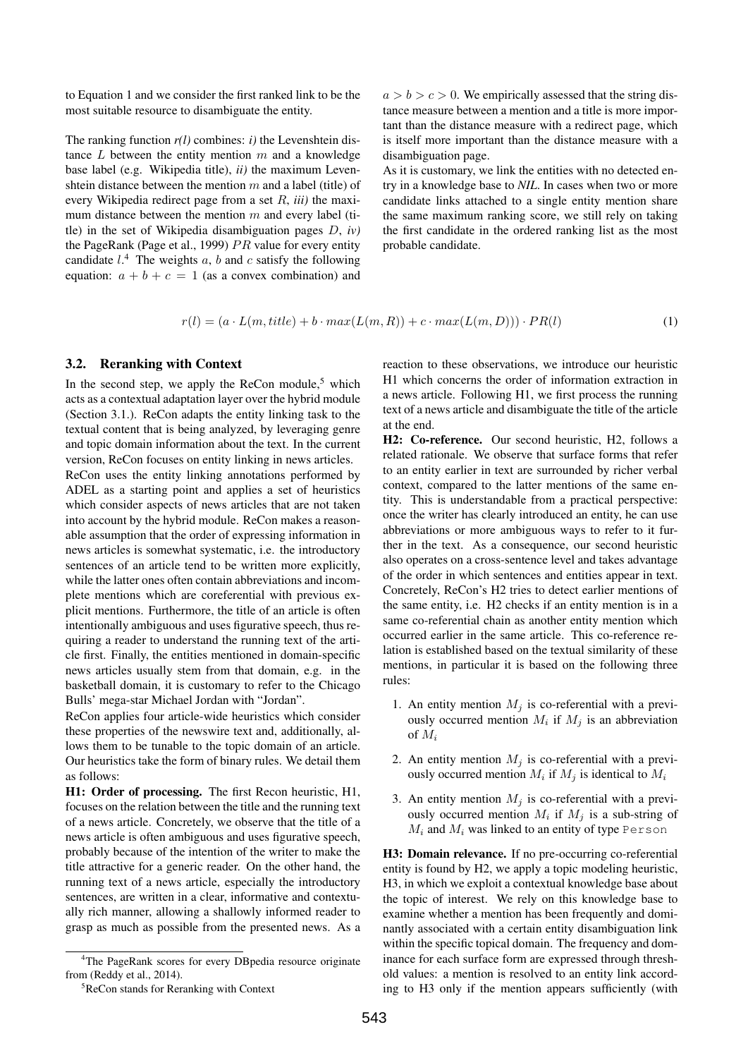to Equation 1 and we consider the first ranked link to be the most suitable resource to disambiguate the entity.

The ranking function *r(l)* combines: *i)* the Levenshtein distance $L$ between the entity mention $m$ and a knowledge base label (e.g. Wikipedia title), *ii)* the maximum Levenshtein distance between the mention $m$ and a label (title) of every Wikipedia redirect page from a set $R$, *iii)* the maximum distance between the mention $m$ and every label (title) in the set of Wikipedia disambiguation pages $D$, *iv)* the PageRank (Page et al., 1999) $PR$ value for every entity candidate $l$.[4] The weights $a$, $b$ and $c$ satisfy the following equation: $a + b + c = 1$ (as a convex combination) and $a > b > c > 0$. We empirically assessed that the string distance measure between a mention and a title is more important than the distance measure with a redirect page, which is itself more important than the distance measure with a disambiguation page.

As it is customary, we link the entities with no detected entry in a knowledge base to *NIL*. In cases when two or more candidate links attached to a single entity mention share the same maximum ranking score, we still rely on taking the first candidate in the ordered ranking list as the most probable candidate.

$$r(l) = (a \cdot L(m, title) + b \cdot max(L(m, R)) + c \cdot max(L(m, D))) \cdot PR(l) \tag{1}$$

### 3.2. Reranking with Context

In the second step, we apply the ReCon module,[5] which acts as a contextual adaptation layer over the hybrid module (Section 3.1.). ReCon adapts the entity linking task to the textual content that is being analyzed, by leveraging genre and topic domain information about the text. In the current version, ReCon focuses on entity linking in news articles.

ReCon uses the entity linking annotations performed by ADEL as a starting point and applies a set of heuristics which consider aspects of news articles that are not taken into account by the hybrid module. ReCon makes a reasonable assumption that the order of expressing information in news articles is somewhat systematic, i.e. the introductory sentences of an article tend to be written more explicitly, while the latter ones often contain abbreviations and incomplete mentions which are coreferential with previous explicit mentions. Furthermore, the title of an article is often intentionally ambiguous and uses figurative speech, thus requiring a reader to understand the running text of the article first. Finally, the entities mentioned in domain-specific news articles usually stem from that domain, e.g. in the basketball domain, it is customary to refer to the Chicago Bulls' mega-star Michael Jordan with "Jordan".

ReCon applies four article-wide heuristics which consider these properties of the newswire text and, additionally, allows them to be tunable to the topic domain of an article. Our heuristics take the form of binary rules. We detail them as follows:

**H1: Order of processing.** The first Recon heuristic, H1, focuses on the relation between the title and the running text of a news article. Concretely, we observe that the title of a news article is often ambiguous and uses figurative speech, probably because of the intention of the writer to make the title attractive for a generic reader. On the other hand, the running text of a news article, especially the introductory sentences, are written in a clear, informative and contextually rich manner, allowing a shallowly informed reader to grasp as much as possible from the presented news. As a reaction to these observations, we introduce our heuristic H1 which concerns the order of information extraction in a news article. Following H1, we first process the running text of a news article and disambiguate the title of the article at the end.

**H2: Co-reference.** Our second heuristic, H2, follows a related rationale. We observe that surface forms that refer to an entity earlier in text are surrounded by richer verbal context, compared to the latter mentions of the same entity. This is understandable from a practical perspective: once the writer has clearly introduced an entity, he can use abbreviations or more ambiguous ways to refer to it further in the text. As a consequence, our second heuristic also operates on a cross-sentence level and takes advantage of the order in which sentences and entities appear in text. Concretely, ReCon's H2 tries to detect earlier mentions of the same entity, i.e. H2 checks if an entity mention is in a same co-referential chain as another entity mention which occurred earlier in the same article. This co-reference relation is established based on the textual similarity of these mentions, in particular it is based on the following three rules:

1. An entity mention $M_j$ is co-referential with a previously occurred mention $M_i$ if $M_j$ is an abbreviation of $M_i$
2. An entity mention $M_j$ is co-referential with a previously occurred mention $M_i$ if $M_j$ is identical to $M_i$
3. An entity mention $M_j$ is co-referential with a previously occurred mention $M_i$ if $M_j$ is a sub-string of $M_i$ and $M_i$ was linked to an entity of type `Person`

**H3: Domain relevance.** If no pre-occurring co-referential entity is found by H2, we apply a topic modeling heuristic, H3, in which we exploit a contextual knowledge base about the topic of interest. We rely on this knowledge base to examine whether a mention has been frequently and dominantly associated with a certain entity disambiguation link within the specific topical domain. The frequency and dominance for each surface form are expressed through threshold values: a mention is resolved to an entity link according to H3 only if the mention appears sufficiently (with

[4]The PageRank scores for every DBpedia resource originate from (Reddy et al., 2014).

[5]ReCon stands for Reranking with Context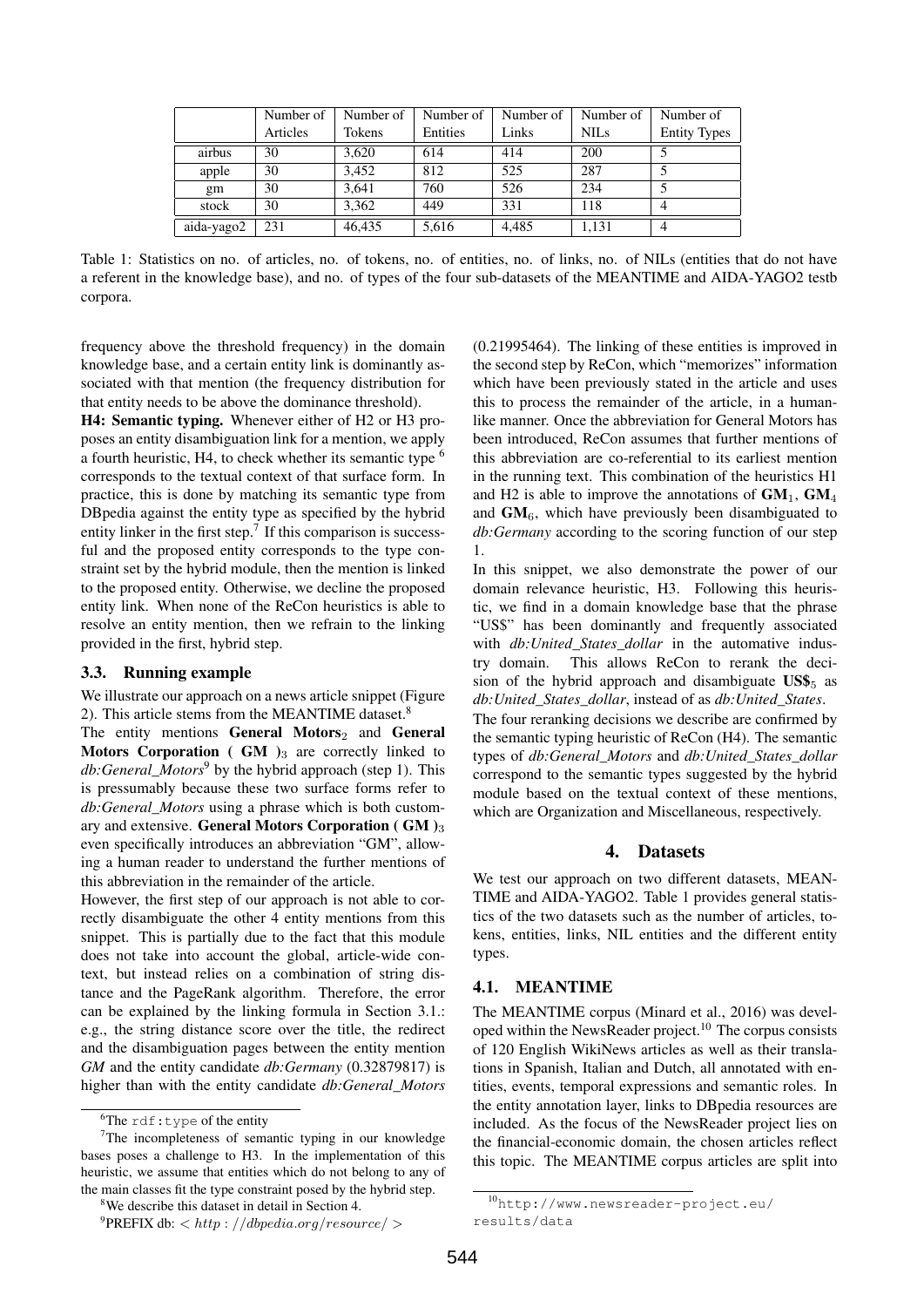|  | Number of Articles | Number of Tokens | Number of Entities | Number of Links | Number of NILs | Number of Entity Types |
|---|---|---|---|---|---|---|
| airbus | 30 | 3,620 | 614 | 414 | 200 | 5 |
| apple | 30 | 3,452 | 812 | 525 | 287 | 5 |
| gm | 30 | 3,641 | 760 | 526 | 234 | 5 |
| stock | 30 | 3,362 | 449 | 331 | 118 | 4 |
| aida-yago2 | 231 | 46,435 | 5,616 | 4,485 | 1,131 | 4 |

Table 1: Statistics on no. of articles, no. of tokens, no. of entities, no. of links, no. of NILs (entities that do not have a referent in the knowledge base), and no. of types of the four sub-datasets of the MEANTIME and AIDA-YAGO2 testb corpora.

frequency above the threshold frequency) in the domain knowledge base, and a certain entity link is dominantly associated with that mention (the frequency distribution for that entity needs to be above the dominance threshold).

**H4: Semantic typing.** Whenever either of H2 or H3 proposes an entity disambiguation link for a mention, we apply a fourth heuristic, H4, to check whether its semantic type [6] corresponds to the textual context of that surface form. In practice, this is done by matching its semantic type from DBpedia against the entity type as specified by the hybrid entity linker in the first step.[7] If this comparison is successful and the proposed entity corresponds to the type constraint set by the hybrid module, then the mention is linked to the proposed entity. Otherwise, we decline the proposed entity link. When none of the ReCon heuristics is able to resolve an entity mention, then we refrain to the linking provided in the first, hybrid step.

### 3.3. Running example

We illustrate our approach on a news article snippet (Figure 2). This article stems from the MEANTIME dataset.[8]

The entity mentions **General Motors**$_2$ and **General Motors Corporation ( GM )**$_3$ are correctly linked to *db:General_Motors*[9] by the hybrid approach (step 1). This is pressumably because these two surface forms refer to *db:General_Motors* using a phrase which is both customary and extensive. **General Motors Corporation ( GM )**$_3$ even specifically introduces an abbreviation "GM", allowing a human reader to understand the further mentions of this abbreviation in the remainder of the article.

However, the first step of our approach is not able to correctly disambiguate the other 4 entity mentions from this snippet. This is partially due to the fact that this module does not take into account the global, article-wide context, but instead relies on a combination of string distance and the PageRank algorithm. Therefore, the error can be explained by the linking formula in Section 3.1.: e.g., the string distance score over the title, the redirect and the disambiguation pages between the entity mention *GM* and the entity candidate *db:Germany* (0.32879817) is higher than with the entity candidate *db:General_Motors* (0.21995464). The linking of these entities is improved in the second step by ReCon, which "memorizes" information which have been previously stated in the article and uses this to process the remainder of the article, in a human-like manner. Once the abbreviation for General Motors has been introduced, ReCon assumes that further mentions of this abbreviation are co-referential to its earliest mention in the running text. This combination of the heuristics H1 and H2 is able to improve the annotations of **GM**$_1$, **GM**$_4$ and **GM**$_6$, which have previously been disambiguated to *db:Germany* according to the scoring function of our step 1.

In this snippet, we also demonstrate the power of our domain relevance heuristic, H3. Following this heuristic, we find in a domain knowledge base that the phrase "US$" has been dominantly and frequently associated with *db:United_States_dollar* in the automative industry domain. This allows ReCon to rerank the decision of the hybrid approach and disambiguate **US$**$_5$ as *db:United_States_dollar*, instead of as *db:United_States*.

The four reranking decisions we describe are confirmed by the semantic typing heuristic of ReCon (H4). The semantic types of *db:General_Motors* and *db:United_States_dollar* correspond to the semantic types suggested by the hybrid module based on the textual context of these mentions, which are Organization and Miscellaneous, respectively.

## 4. Datasets

We test our approach on two different datasets, MEANTIME and AIDA-YAGO2. Table 1 provides general statistics of the two datasets such as the number of articles, tokens, entities, links, NIL entities and the different entity types.

### 4.1. MEANTIME

The MEANTIME corpus (Minard et al., 2016) was developed within the NewsReader project.[10] The corpus consists of 120 English WikiNews articles as well as their translations in Spanish, Italian and Dutch, all annotated with entities, events, temporal expressions and semantic roles. In the entity annotation layer, links to DBpedia resources are included. As the focus of the NewsReader project lies on the financial-economic domain, the chosen articles reflect this topic. The MEANTIME corpus articles are split into

[6] The `rdf:type` of the entity

[7] The incompleteness of semantic typing in our knowledge bases poses a challenge to H3. In the implementation of this heuristic, we assume that entities which do not belong to any of the main classes fit the type constraint posed by the hybrid step.

[8] We describe this dataset in detail in Section 4.

[9] PREFIX db: $< http://dbpedia.org/resource/ >$

[10] http://www.newsreader-project.eu/results/data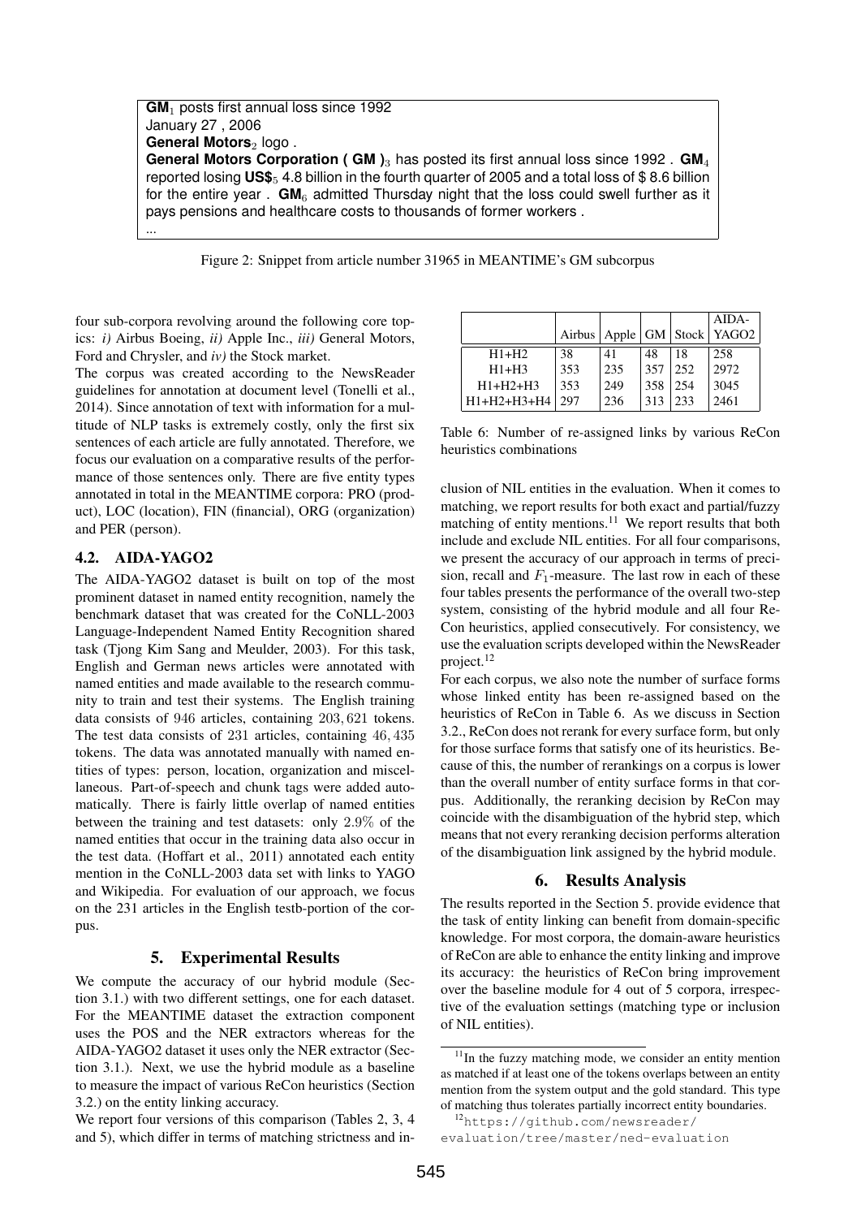**GM**$_1$ posts first annual loss since 1992
January 27 , 2006
**General Motors**$_2$ logo .
**General Motors Corporation ( GM )**$_3$ has posted its first annual loss since 1992 . **GM**$_4$ reported losing **US$**$_5$ 4.8 billion in the fourth quarter of 2005 and a total loss of $ 8.6 billion for the entire year . **GM**$_6$ admitted Thursday night that the loss could swell further as it pays pensions and healthcare costs to thousands of former workers .
...

Figure 2: Snippet from article number 31965 in MEANTIME's GM subcorpus

four sub-corpora revolving around the following core topics: *i)* Airbus Boeing, *ii)* Apple Inc., *iii)* General Motors, Ford and Chrysler, and *iv)* the Stock market.

The corpus was created according to the NewsReader guidelines for annotation at document level (Tonelli et al., 2014). Since annotation of text with information for a multitude of NLP tasks is extremely costly, only the first six sentences of each article are fully annotated. Therefore, we focus our evaluation on a comparative results of the performance of those sentences only. There are five entity types annotated in total in the MEANTIME corpora: PRO (product), LOC (location), FIN (financial), ORG (organization) and PER (person).

### 4.2. AIDA-YAGO2

The AIDA-YAGO2 dataset is built on top of the most prominent dataset in named entity recognition, namely the benchmark dataset that was created for the CoNLL-2003 Language-Independent Named Entity Recognition shared task (Tjong Kim Sang and Meulder, 2003). For this task, English and German news articles were annotated with named entities and made available to the research community to train and test their systems. The English training data consists of 946 articles, containing 203,621 tokens. The test data consists of 231 articles, containing 46,435 tokens. The data was annotated manually with named entities of types: person, location, organization and miscellaneous. Part-of-speech and chunk tags were added automatically. There is fairly little overlap of named entities between the training and test datasets: only 2.9% of the named entities that occur in the training data also occur in the test data. (Hoffart et al., 2011) annotated each entity mention in the CoNLL-2003 data set with links to YAGO and Wikipedia. For evaluation of our approach, we focus on the 231 articles in the English testb-portion of the corpus.

## 5. Experimental Results

We compute the accuracy of our hybrid module (Section 3.1.) with two different settings, one for each dataset. For the MEANTIME dataset the extraction component uses the POS and the NER extractors whereas for the AIDA-YAGO2 dataset it uses only the NER extractor (Section 3.1.). Next, we use the hybrid module as a baseline to measure the impact of various ReCon heuristics (Section 3.2.) on the entity linking accuracy.

We report four versions of this comparison (Tables 2, 3, 4 and 5), which differ in terms of matching strictness and inclusion of NIL entities in the evaluation. When it comes to matching, we report results for both exact and partial/fuzzy matching of entity mentions.[11] We report results that both include and exclude NIL entities. For all four comparisons, we present the accuracy of our approach in terms of precision, recall and $F_1$-measure. The last row in each of these four tables presents the performance of the overall two-step system, consisting of the hybrid module and all four ReCon heuristics, applied consecutively. For consistency, we use the evaluation scripts developed within the NewsReader project.[12]

| | Airbus | Apple | GM | Stock | AIDA-YAGO2 |
|---|---|---|---|---|---|
| H1+H2 | 38 | 41 | 48 | 18 | 258 |
| H1+H3 | 353 | 235 | 357 | 252 | 2972 |
| H1+H2+H3 | 353 | 249 | 358 | 254 | 3045 |
| H1+H2+H3+H4 | 297 | 236 | 313 | 233 | 2461 |

Table 6: Number of re-assigned links by various ReCon heuristics combinations

For each corpus, we also note the number of surface forms whose linked entity has been re-assigned based on the heuristics of ReCon in Table 6. As we discuss in Section 3.2., ReCon does not rerank for every surface form, but only for those surface forms that satisfy one of its heuristics. Because of this, the number of rerankings on a corpus is lower than the overall number of entity surface forms in that corpus. Additionally, the reranking decision by ReCon may coincide with the disambiguation of the hybrid step, which means that not every reranking decision performs alteration of the disambiguation link assigned by the hybrid module.

## 6. Results Analysis

The results reported in the Section 5. provide evidence that the task of entity linking can benefit from domain-specific knowledge. For most corpora, the domain-aware heuristics of ReCon are able to enhance the entity linking and improve its accuracy: the heuristics of ReCon bring improvement over the baseline module for 4 out of 5 corpora, irrespective of the evaluation settings (matching type or inclusion of NIL entities).

[11] In the fuzzy matching mode, we consider an entity mention as matched if at least one of the tokens overlaps between an entity mention from the system output and the gold standard. This type of matching thus tolerates partially incorrect entity boundaries.

[12] https://github.com/newsreader/evaluation/tree/master/ned-evaluation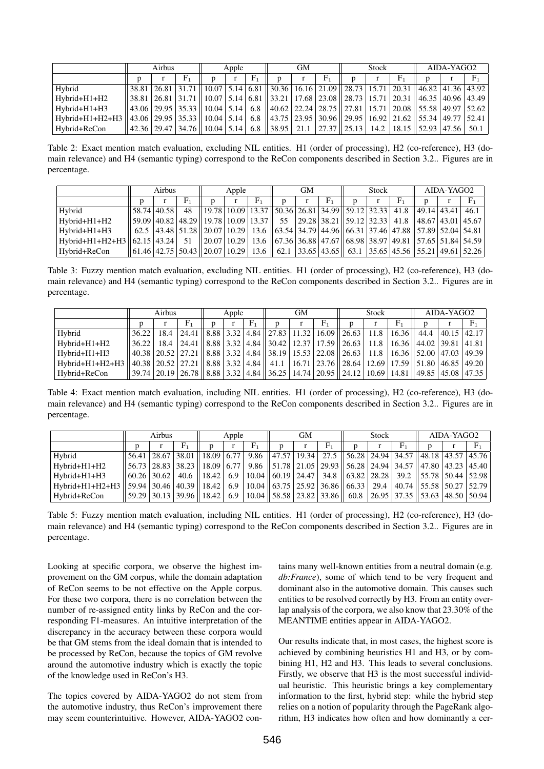|  | Airbus |  |  | Apple |  |  | GM |  |  | Stock |  |  | AIDA-YAGO2 |  |  |
|---|---|---|---|---|---|---|---|---|---|---|---|---|---|---|---|
|  | p | r | $F_1$ | p | r | $F_1$ | p | r | $F_1$ | p | r | $F_1$ | p | r | $F_1$ |
| Hybrid | 38.81 | 26.81 | 31.71 | 10.07 | 5.14 | 6.81 | 30.36 | 16.16 | 21.09 | 28.73 | 15.71 | 20.31 | 46.82 | 41.36 | 43.92 |
| Hybrid+H1+H2 | 38.81 | 26.81 | 31.71 | 10.07 | 5.14 | 6.81 | 33.21 | 17.68 | 23.08 | 28.73 | 15.71 | 20.31 | 46.35 | 40.96 | 43.49 |
| Hybrid+H1+H3 | 43.06 | 29.95 | 35.33 | 10.04 | 5.14 | 6.8 | 40.62 | 22.24 | 28.75 | 27.81 | 15.71 | 20.08 | 55.58 | 49.97 | 52.62 |
| Hybrid+H1+H2+H3 | 43.06 | 29.95 | 35.33 | 10.04 | 5.14 | 6.8 | 43.75 | 23.95 | 30.96 | 29.95 | 16.92 | 21.62 | 55.34 | 49.77 | 52.41 |
| Hybrid+ReCon | 42.36 | 29.47 | 34.76 | 10.04 | 5.14 | 6.8 | 38.95 | 21.1 | 27.37 | 25.13 | 14.2 | 18.15 | 52.93 | 47.56 | 50.1 |

Table 2: Exact mention match evaluation, excluding NIL entities. H1 (order of processing), H2 (co-reference), H3 (domain relevance) and H4 (semantic typing) correspond to the ReCon components described in Section 3.2.. Figures are in percentage.

|  | Airbus |  |  | Apple |  |  | GM |  |  | Stock |  |  | AIDA-YAGO2 |  |  |
|---|---|---|---|---|---|---|---|---|---|---|---|---|---|---|---|
|  | p | r | $F_1$ | p | r | $F_1$ | p | r | $F_1$ | p | r | $F_1$ | p | r | $F_1$ |
| Hybrid | 58.74 | 40.58 | 48 | 19.78 | 10.09 | 13.37 | 50.36 | 26.81 | 34.99 | 59.12 | 32.33 | 41.8 | 49.14 | 43.41 | 46.1 |
| Hybrid+H1+H2 | 59.09 | 40.82 | 48.29 | 19.78 | 10.09 | 13.37 | 55 | 29.28 | 38.21 | 59.12 | 32.33 | 41.8 | 48.67 | 43.01 | 45.67 |
| Hybrid+H1+H3 | 62.5 | 43.48 | 51.28 | 20.07 | 10.29 | 13.6 | 63.54 | 34.79 | 44.96 | 66.31 | 37.46 | 47.88 | 57.89 | 52.04 | 54.81 |
| Hybrid+H1+H2+H3 | 62.15 | 43.24 | 51 | 20.07 | 10.29 | 13.6 | 67.36 | 36.88 | 47.67 | 68.98 | 38.97 | 49.81 | 57.65 | 51.84 | 54.59 |
| Hybrid+ReCon | 61.46 | 42.75 | 50.43 | 20.07 | 10.29 | 13.6 | 62.1 | 33.65 | 43.65 | 63.1 | 35.65 | 45.56 | 55.21 | 49.61 | 52.26 |

Table 3: Fuzzy mention match evaluation, excluding NIL entities. H1 (order of processing), H2 (co-reference), H3 (domain relevance) and H4 (semantic typing) correspond to the ReCon components described in Section 3.2.. Figures are in percentage.

|  | Airbus |  |  | Apple |  |  | GM |  |  | Stock |  |  | AIDA-YAGO2 |  |  |
|---|---|---|---|---|---|---|---|---|---|---|---|---|---|---|---|
|  | p | r | $F_1$ | p | r | $F_1$ | p | r | $F_1$ | p | r | $F_1$ | p | r | $F_1$ |
| Hybrid | 36.22 | 18.4 | 24.41 | 8.88 | 3.32 | 4.84 | 27.83 | 11.32 | 16.09 | 26.63 | 11.8 | 16.36 | 44.4 | 40.15 | 42.17 |
| Hybrid+H1+H2 | 36.22 | 18.4 | 24.41 | 8.88 | 3.32 | 4.84 | 30.42 | 12.37 | 17.59 | 26.63 | 11.8 | 16.36 | 44.02 | 39.81 | 41.81 |
| Hybrid+H1+H3 | 40.38 | 20.52 | 27.21 | 8.88 | 3.32 | 4.84 | 38.19 | 15.53 | 22.08 | 26.63 | 11.8 | 16.36 | 52.00 | 47.03 | 49.39 |
| Hybrid+H1+H2+H3 | 40.38 | 20.52 | 27.21 | 8.88 | 3.32 | 4.84 | 41.1 | 16.71 | 23.76 | 28.64 | 12.69 | 17.59 | 51.80 | 46.85 | 49.20 |
| Hybrid+ReCon | 39.74 | 20.19 | 26.78 | 8.88 | 3.32 | 4.84 | 36.25 | 14.74 | 20.95 | 24.12 | 10.69 | 14.81 | 49.85 | 45.08 | 47.35 |

Table 4: Exact mention match evaluation, including NIL entities. H1 (order of processing), H2 (co-reference), H3 (domain relevance) and H4 (semantic typing) correspond to the ReCon components described in Section 3.2.. Figures are in percentage.

|  | Airbus |  |  | Apple |  |  | GM |  |  | Stock |  |  | AIDA-YAGO2 |  |  |
|---|---|---|---|---|---|---|---|---|---|---|---|---|---|---|---|
|  | p | r | $F_1$ | p | r | $F_1$ | p | r | $F_1$ | p | r | $F_1$ | p | r | $F_1$ |
| Hybrid | 56.41 | 28.67 | 38.01 | 18.09 | 6.77 | 9.86 | 47.57 | 19.34 | 27.5 | 56.28 | 24.94 | 34.57 | 48.18 | 43.57 | 45.76 |
| Hybrid+H1+H2 | 56.73 | 28.83 | 38.23 | 18.09 | 6.77 | 9.86 | 51.78 | 21.05 | 29.93 | 56.28 | 24.94 | 34.57 | 47.80 | 43.23 | 45.40 |
| Hybrid+H1+H3 | 60.26 | 30.62 | 40.6 | 18.42 | 6.9 | 10.04 | 60.19 | 24.47 | 34.8 | 63.82 | 28.28 | 39.2 | 55.78 | 50.44 | 52.98 |
| Hybrid+H1+H2+H3 | 59.94 | 30.46 | 40.39 | 18.42 | 6.9 | 10.04 | 63.75 | 25.92 | 36.86 | 66.33 | 29.4 | 40.74 | 55.58 | 50.27 | 52.79 |
| Hybrid+ReCon | 59.29 | 30.13 | 39.96 | 18.42 | 6.9 | 10.04 | 58.58 | 23.82 | 33.86 | 60.8 | 26.95 | 37.35 | 53.63 | 48.50 | 50.94 |

Table 5: Fuzzy mention match evaluation, including NIL entities. H1 (order of processing), H2 (co-reference), H3 (domain relevance) and H4 (semantic typing) correspond to the ReCon components described in Section 3.2.. Figures are in percentage.

Looking at specific corpora, we observe the highest improvement on the GM corpus, while the domain adaptation of ReCon seems to be not effective on the Apple corpus. For these two corpora, there is no correlation between the number of re-assigned entity links by ReCon and the corresponding F1-measures. An intuitive interpretation of the discrepancy in the accuracy between these corpora would be that GM stems from the ideal domain that is intended to be processed by ReCon, because the topics of GM revolve around the automotive industry which is exactly the topic of the knowledge used in ReCon's H3.

The topics covered by AIDA-YAGO2 do not stem from the automotive industry, thus ReCon's improvement there may seem counterintuitive. However, AIDA-YAGO2 contains many well-known entities from a neutral domain (e.g. *db:France*), some of which tend to be very frequent and dominant also in the automotive domain. This causes such entities to be resolved correctly by H3. From an entity overlap analysis of the corpora, we also know that 23.30% of the MEANTIME entities appear in AIDA-YAGO2.

Our results indicate that, in most cases, the highest score is achieved by combining heuristics H1 and H3, or by combining H1, H2 and H3. This leads to several conclusions. Firstly, we observe that H3 is the most successful individual heuristic. This heuristic brings a key complementary information to the first, hybrid step: while the hybrid step relies on a notion of popularity through the PageRank algorithm, H3 indicates how often and how dominantly a cer-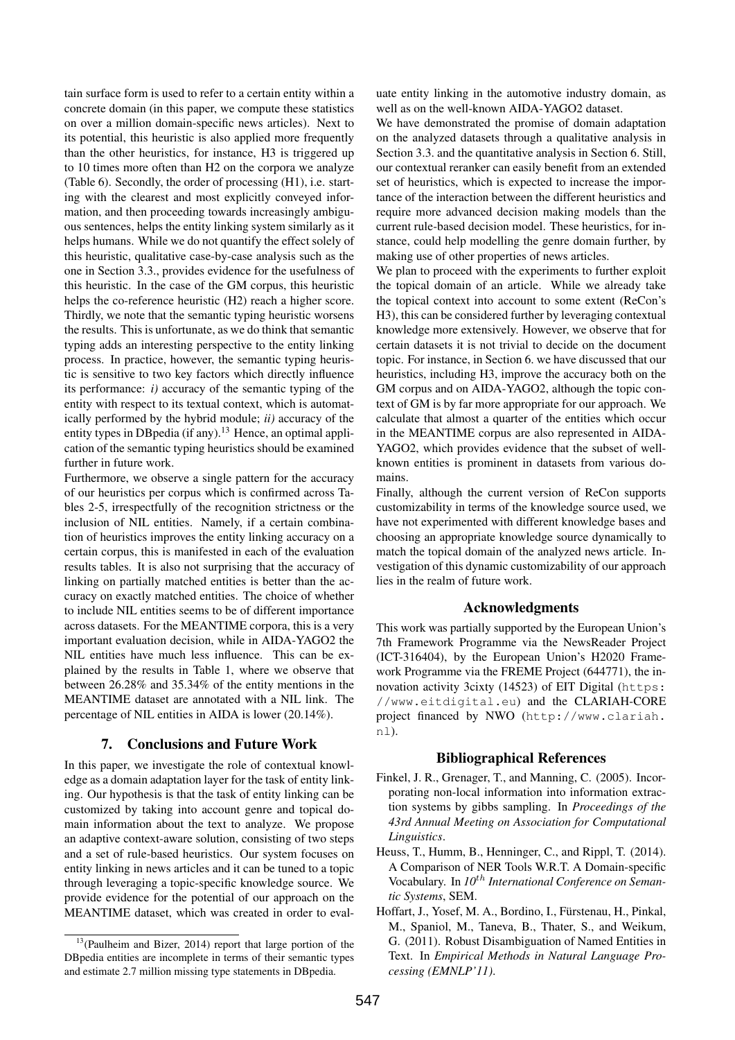tain surface form is used to refer to a certain entity within a concrete domain (in this paper, we compute these statistics on over a million domain-specific news articles). Next to its potential, this heuristic is also applied more frequently than the other heuristics, for instance, H3 is triggered up to 10 times more often than H2 on the corpora we analyze (Table 6). Secondly, the order of processing (H1), i.e. starting with the clearest and most explicitly conveyed information, and then proceeding towards increasingly ambiguous sentences, helps the entity linking system similarly as it helps humans. While we do not quantify the effect solely of this heuristic, qualitative case-by-case analysis such as the one in Section 3.3., provides evidence for the usefulness of this heuristic. In the case of the GM corpus, this heuristic helps the co-reference heuristic (H2) reach a higher score. Thirdly, we note that the semantic typing heuristic worsens the results. This is unfortunate, as we do think that semantic typing adds an interesting perspective to the entity linking process. In practice, however, the semantic typing heuristic is sensitive to two key factors which directly influence its performance: *i)* accuracy of the semantic typing of the entity with respect to its textual context, which is automatically performed by the hybrid module; *ii)* accuracy of the entity types in DBpedia (if any).[13] Hence, an optimal application of the semantic typing heuristics should be examined further in future work.

Furthermore, we observe a single pattern for the accuracy of our heuristics per corpus which is confirmed across Tables 2-5, irrespectfully of the recognition strictness or the inclusion of NIL entities. Namely, if a certain combination of heuristics improves the entity linking accuracy on a certain corpus, this is manifested in each of the evaluation results tables. It is also not surprising that the accuracy of linking on partially matched entities is better than the accuracy on exactly matched entities. The choice of whether to include NIL entities seems to be of different importance across datasets. For the MEANTIME corpora, this is a very important evaluation decision, while in AIDA-YAGO2 the NIL entities have much less influence. This can be explained by the results in Table 1, where we observe that between 26.28% and 35.34% of the entity mentions in the MEANTIME dataset are annotated with a NIL link. The percentage of NIL entities in AIDA is lower (20.14%).

## 7. Conclusions and Future Work

In this paper, we investigate the role of contextual knowledge as a domain adaptation layer for the task of entity linking. Our hypothesis is that the task of entity linking can be customized by taking into account genre and topical domain information about the text to analyze. We propose an adaptive context-aware solution, consisting of two steps and a set of rule-based heuristics. Our system focuses on entity linking in news articles and it can be tuned to a topic through leveraging a topic-specific knowledge source. We provide evidence for the potential of our approach on the MEANTIME dataset, which was created in order to evaluate entity linking in the automotive industry domain, as well as on the well-known AIDA-YAGO2 dataset.

We have demonstrated the promise of domain adaptation on the analyzed datasets through a qualitative analysis in Section 3.3. and the quantitative analysis in Section 6. Still, our contextual reranker can easily benefit from an extended set of heuristics, which is expected to increase the importance of the interaction between the different heuristics and require more advanced decision making models than the current rule-based decision model. These heuristics, for instance, could help modelling the genre domain further, by making use of other properties of news articles.

We plan to proceed with the experiments to further exploit the topical domain of an article. While we already take the topical context into account to some extent (ReCon's H3), this can be considered further by leveraging contextual knowledge more extensively. However, we observe that for certain datasets it is not trivial to decide on the document topic. For instance, in Section 6. we have discussed that our heuristics, including H3, improve the accuracy both on the GM corpus and on AIDA-YAGO2, although the topic context of GM is by far more appropriate for our approach. We calculate that almost a quarter of the entities which occur in the MEANTIME corpus are also represented in AIDA-YAGO2, which provides evidence that the subset of well-known entities is prominent in datasets from various domains.

Finally, although the current version of ReCon supports customizability in terms of the knowledge source used, we have not experimented with different knowledge bases and choosing an appropriate knowledge source dynamically to match the topical domain of the analyzed news article. Investigation of this dynamic customizability of our approach lies in the realm of future work.

## Acknowledgments

This work was partially supported by the European Union's 7th Framework Programme via the NewsReader Project (ICT-316404), by the European Union's H2020 Framework Programme via the FREME Project (644771), the innovation activity 3cixty (14523) of EIT Digital (`https://www.eitdigital.eu`) and the CLARIAH-CORE project financed by NWO (`http://www.clariah.nl`).

## Bibliographical References

Finkel, J. R., Grenager, T., and Manning, C. (2005). Incorporating non-local information into information extraction systems by gibbs sampling. In *Proceedings of the 43rd Annual Meeting on Association for Computational Linguistics*.

Heuss, T., Humm, B., Henninger, C., and Rippl, T. (2014). A Comparison of NER Tools W.R.T. A Domain-specific Vocabulary. In *10$^{th}$ International Conference on Semantic Systems*, SEM.

Hoffart, J., Yosef, M. A., Bordino, I., Fürstenau, H., Pinkal, M., Spaniol, M., Taneva, B., Thater, S., and Weikum, G. (2011). Robust Disambiguation of Named Entities in Text. In *Empirical Methods in Natural Language Processing (EMNLP'11)*.

[13](Paulheim and Bizer, 2014) report that large portion of the DBpedia entities are incomplete in terms of their semantic types and estimate 2.7 million missing type statements in DBpedia.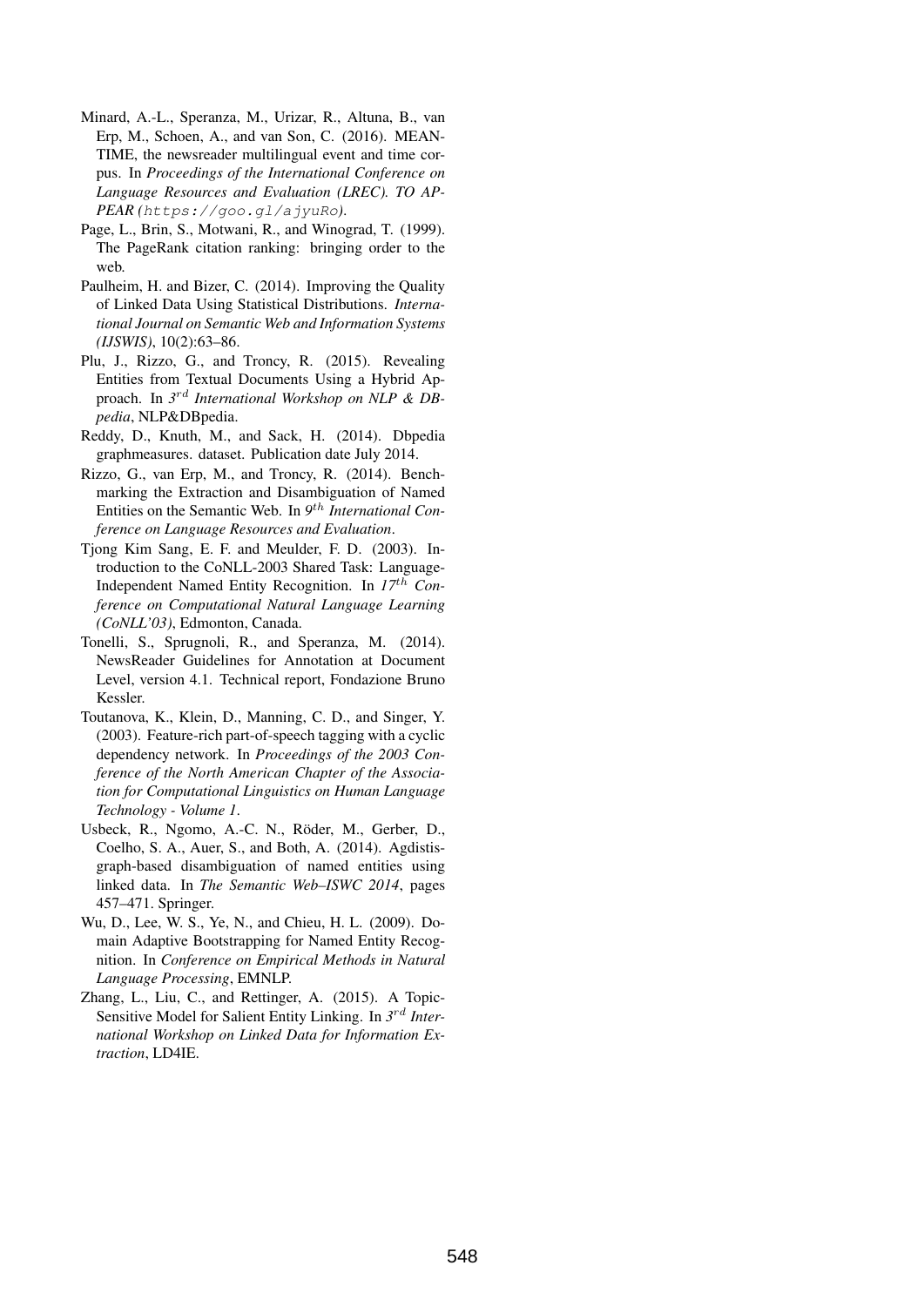Minard, A.-L., Speranza, M., Urizar, R., Altuna, B., van Erp, M., Schoen, A., and van Son, C. (2016). MEANTIME, the newsreader multilingual event and time corpus. In *Proceedings of the International Conference on Language Resources and Evaluation (LREC). TO APPEAR (`https://goo.gl/ajyuRo`)*.

Page, L., Brin, S., Motwani, R., and Winograd, T. (1999). The PageRank citation ranking: bringing order to the web.

Paulheim, H. and Bizer, C. (2014). Improving the Quality of Linked Data Using Statistical Distributions. *International Journal on Semantic Web and Information Systems (IJSWIS)*, 10(2):63–86.

Plu, J., Rizzo, G., and Troncy, R. (2015). Revealing Entities from Textual Documents Using a Hybrid Approach. In *3$^{rd}$ International Workshop on NLP & DBpedia*, NLP&DBpedia.

Reddy, D., Knuth, M., and Sack, H. (2014). Dbpedia graphmeasures. dataset. Publication date July 2014.

Rizzo, G., van Erp, M., and Troncy, R. (2014). Benchmarking the Extraction and Disambiguation of Named Entities on the Semantic Web. In *9$^{th}$ International Conference on Language Resources and Evaluation*.

Tjong Kim Sang, E. F. and Meulder, F. D. (2003). Introduction to the CoNLL-2003 Shared Task: Language-Independent Named Entity Recognition. In *17$^{th}$ Conference on Computational Natural Language Learning (CoNLL'03)*, Edmonton, Canada.

Tonelli, S., Sprugnoli, R., and Speranza, M. (2014). NewsReader Guidelines for Annotation at Document Level, version 4.1. Technical report, Fondazione Bruno Kessler.

Toutanova, K., Klein, D., Manning, C. D., and Singer, Y. (2003). Feature-rich part-of-speech tagging with a cyclic dependency network. In *Proceedings of the 2003 Conference of the North American Chapter of the Association for Computational Linguistics on Human Language Technology - Volume 1*.

Usbeck, R., Ngomo, A.-C. N., Röder, M., Gerber, D., Coelho, S. A., Auer, S., and Both, A. (2014). Agdistis-graph-based disambiguation of named entities using linked data. In *The Semantic Web–ISWC 2014*, pages 457–471. Springer.

Wu, D., Lee, W. S., Ye, N., and Chieu, H. L. (2009). Domain Adaptive Bootstrapping for Named Entity Recognition. In *Conference on Empirical Methods in Natural Language Processing*, EMNLP.

Zhang, L., Liu, C., and Rettinger, A. (2015). A Topic-Sensitive Model for Salient Entity Linking. In *3$^{rd}$ International Workshop on Linked Data for Information Extraction*, LD4IE.